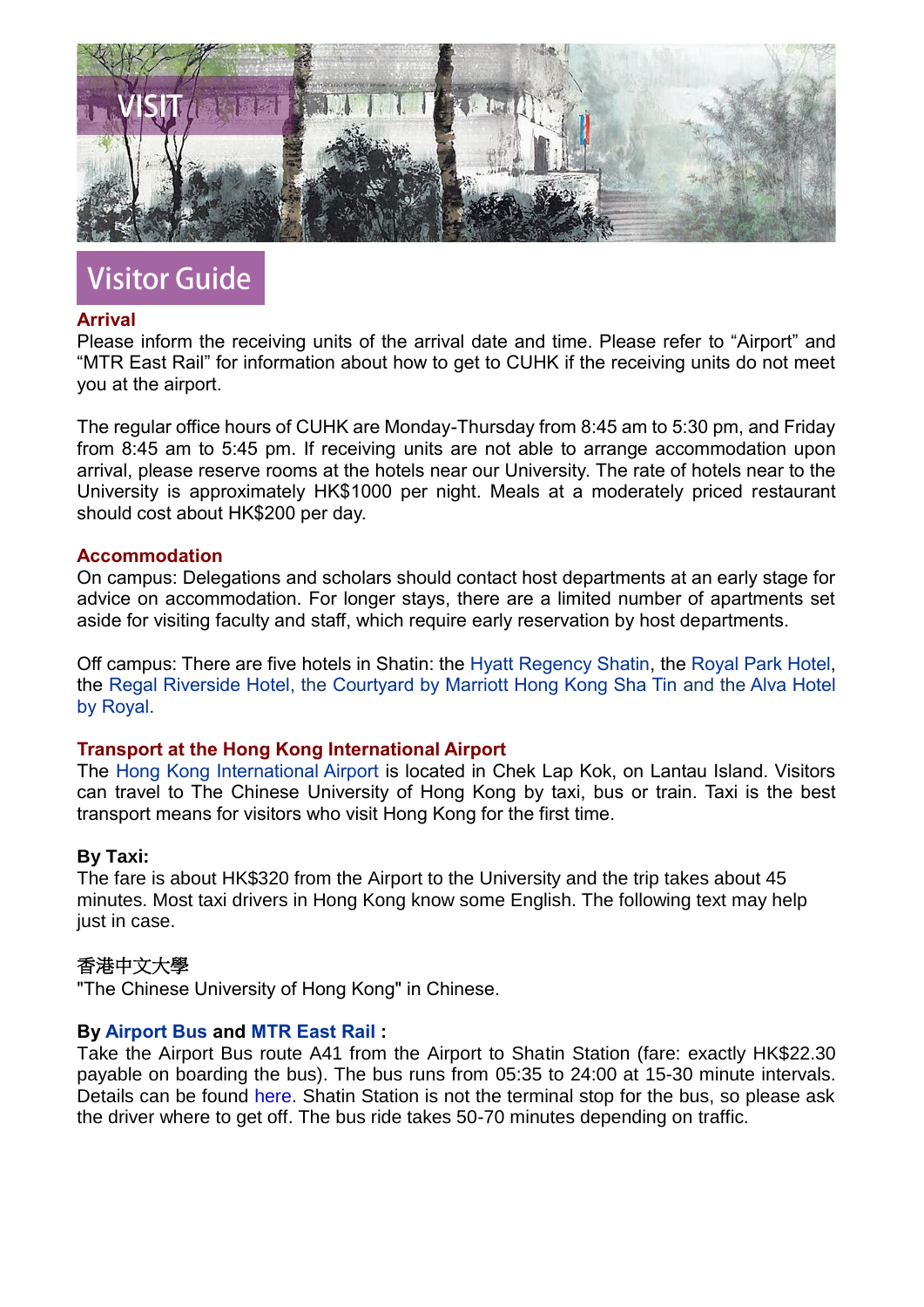# VISIT

# Visitor Guide

## Arrival

Please inform the receiving units of the arrival date and time. Please refer to "Airport" and "MTR East Rail" for information about how to get to CUHK if the receiving units do not meet you at the airport.

The regular office hours of CUHK are Monday-Thursday from 8:45 am to 5:30 pm, and Friday from 8:45 am to 5:45 pm. If receiving units are not able to arrange accommodation upon arrival, please reserve rooms at the hotels near our University. The rate of hotels near to the University is approximately HK$1000 per night. Meals at a moderately priced restaurant should cost about HK$200 per day.

## Accommodation

On campus: Delegations and scholars should contact host departments at an early stage for advice on accommodation. For longer stays, there are a limited number of apartments set aside for visiting faculty and staff, which require early reservation by host departments.

Off campus: There are five hotels in Shatin: the Hyatt Regency Shatin, the Royal Park Hotel, the Regal Riverside Hotel, the Courtyard by Marriott Hong Kong Sha Tin and the Alva Hotel by Royal.

## Transport at the Hong Kong International Airport

The Hong Kong International Airport is located in Chek Lap Kok, on Lantau Island. Visitors can travel to The Chinese University of Hong Kong by taxi, bus or train. Taxi is the best transport means for visitors who visit Hong Kong for the first time.

**By Taxi:**

The fare is about HK$320 from the Airport to the University and the trip takes about 45 minutes. Most taxi drivers in Hong Kong know some English. The following text may help just in case.

香港中文大學
"The Chinese University of Hong Kong" in Chinese.

**By Airport Bus and MTR East Rail :**

Take the Airport Bus route A41 from the Airport to Shatin Station (fare: exactly HK$22.30 payable on boarding the bus). The bus runs from 05:35 to 24:00 at 15-30 minute intervals. Details can be found here. Shatin Station is not the terminal stop for the bus, so please ask the driver where to get off. The bus ride takes 50-70 minutes depending on traffic.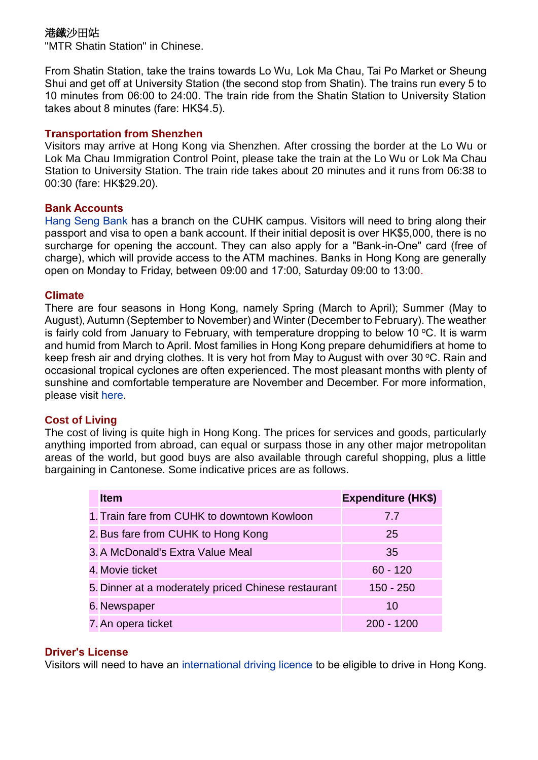港鐵沙田站
"MTR Shatin Station" in Chinese.

From Shatin Station, take the trains towards Lo Wu, Lok Ma Chau, Tai Po Market or Sheung Shui and get off at University Station (the second stop from Shatin). The trains run every 5 to 10 minutes from 06:00 to 24:00. The train ride from the Shatin Station to University Station takes about 8 minutes (fare: HK$4.5).

### Transportation from Shenzhen

Visitors may arrive at Hong Kong via Shenzhen. After crossing the border at the Lo Wu or Lok Ma Chau Immigration Control Point, please take the train at the Lo Wu or Lok Ma Chau Station to University Station. The train ride takes about 20 minutes and it runs from 06:38 to 00:30 (fare: HK$29.20).

### Bank Accounts

Hang Seng Bank has a branch on the CUHK campus. Visitors will need to bring along their passport and visa to open a bank account. If their initial deposit is over HK$5,000, there is no surcharge for opening the account. They can also apply for a "Bank-in-One" card (free of charge), which will provide access to the ATM machines. Banks in Hong Kong are generally open on Monday to Friday, between 09:00 and 17:00, Saturday 09:00 to 13:00.

### Climate

There are four seasons in Hong Kong, namely Spring (March to April); Summer (May to August), Autumn (September to November) and Winter (December to February). The weather is fairly cold from January to February, with temperature dropping to below 10 ºC. It is warm and humid from March to April. Most families in Hong Kong prepare dehumidifiers at home to keep fresh air and drying clothes. It is very hot from May to August with over 30 ºC. Rain and occasional tropical cyclones are often experienced. The most pleasant months with plenty of sunshine and comfortable temperature are November and December. For more information, please visit here.

### Cost of Living

The cost of living is quite high in Hong Kong. The prices for services and goods, particularly anything imported from abroad, can equal or surpass those in any other major metropolitan areas of the world, but good buys are also available through careful shopping, plus a little bargaining in Cantonese. Some indicative prices are as follows.

| | Item | Expenditure (HK$) |
|---|---|---|
| 1. | Train fare from CUHK to downtown Kowloon | 7.7 |
| 2. | Bus fare from CUHK to Hong Kong | 25 |
| 3. | A McDonald's Extra Value Meal | 35 |
| 4. | Movie ticket | 60 - 120 |
| 5. | Dinner at a moderately priced Chinese restaurant | 150 - 250 |
| 6. | Newspaper | 10 |
| 7. | An opera ticket | 200 - 1200 |

### Driver's License

Visitors will need to have an international driving licence to be eligible to drive in Hong Kong.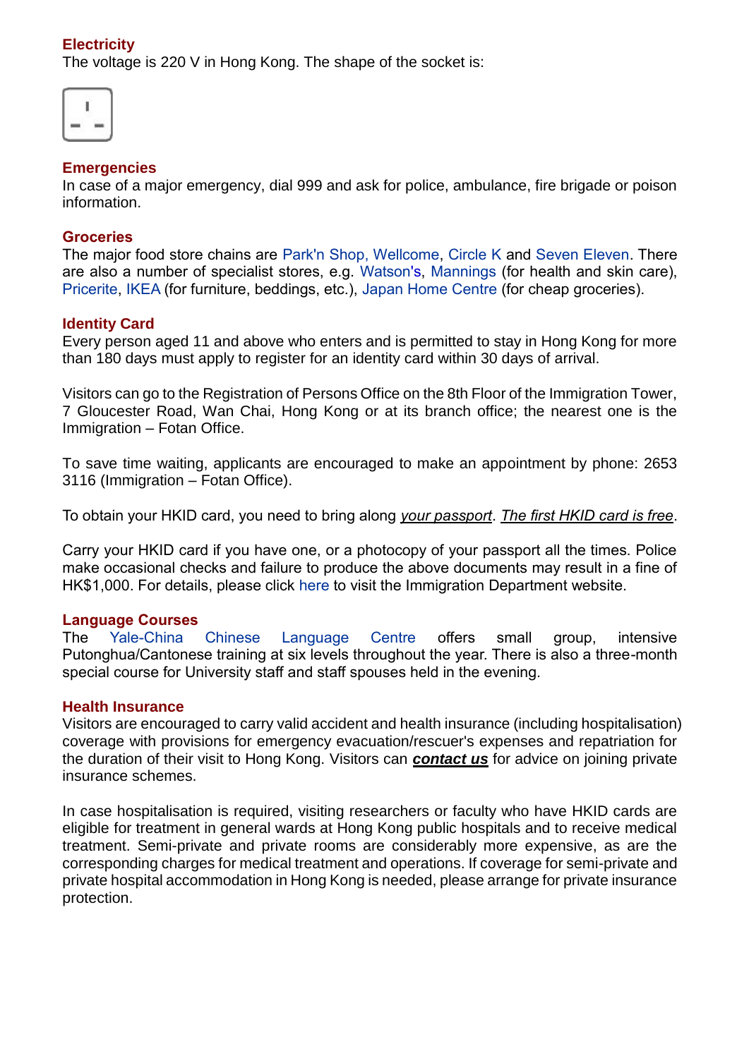## Electricity

The voltage is 220 V in Hong Kong. The shape of the socket is:

## Emergencies

In case of a major emergency, dial 999 and ask for police, ambulance, fire brigade or poison information.

## Groceries

The major food store chains are Park'n Shop, Wellcome, Circle K and Seven Eleven. There are also a number of specialist stores, e.g. Watson's, Mannings (for health and skin care), Pricerite, IKEA (for furniture, beddings, etc.), Japan Home Centre (for cheap groceries).

## Identity Card

Every person aged 11 and above who enters and is permitted to stay in Hong Kong for more than 180 days must apply to register for an identity card within 30 days of arrival.

Visitors can go to the Registration of Persons Office on the 8th Floor of the Immigration Tower, 7 Gloucester Road, Wan Chai, Hong Kong or at its branch office; the nearest one is the Immigration – Fotan Office.

To save time waiting, applicants are encouraged to make an appointment by phone: 2653 3116 (Immigration – Fotan Office).

To obtain your HKID card, you need to bring along *your passport*. *The first HKID card is free*.

Carry your HKID card if you have one, or a photocopy of your passport all the times. Police make occasional checks and failure to produce the above documents may result in a fine of HK$1,000. For details, please click here to visit the Immigration Department website.

## Language Courses

The Yale-China Chinese Language Centre offers small group, intensive Putonghua/Cantonese training at six levels throughout the year. There is also a three-month special course for University staff and staff spouses held in the evening.

## Health Insurance

Visitors are encouraged to carry valid accident and health insurance (including hospitalisation) coverage with provisions for emergency evacuation/rescuer's expenses and repatriation for the duration of their visit to Hong Kong. Visitors can ***contact us*** for advice on joining private insurance schemes.

In case hospitalisation is required, visiting researchers or faculty who have HKID cards are eligible for treatment in general wards at Hong Kong public hospitals and to receive medical treatment. Semi-private and private rooms are considerably more expensive, as are the corresponding charges for medical treatment and operations. If coverage for semi-private and private hospital accommodation in Hong Kong is needed, please arrange for private insurance protection.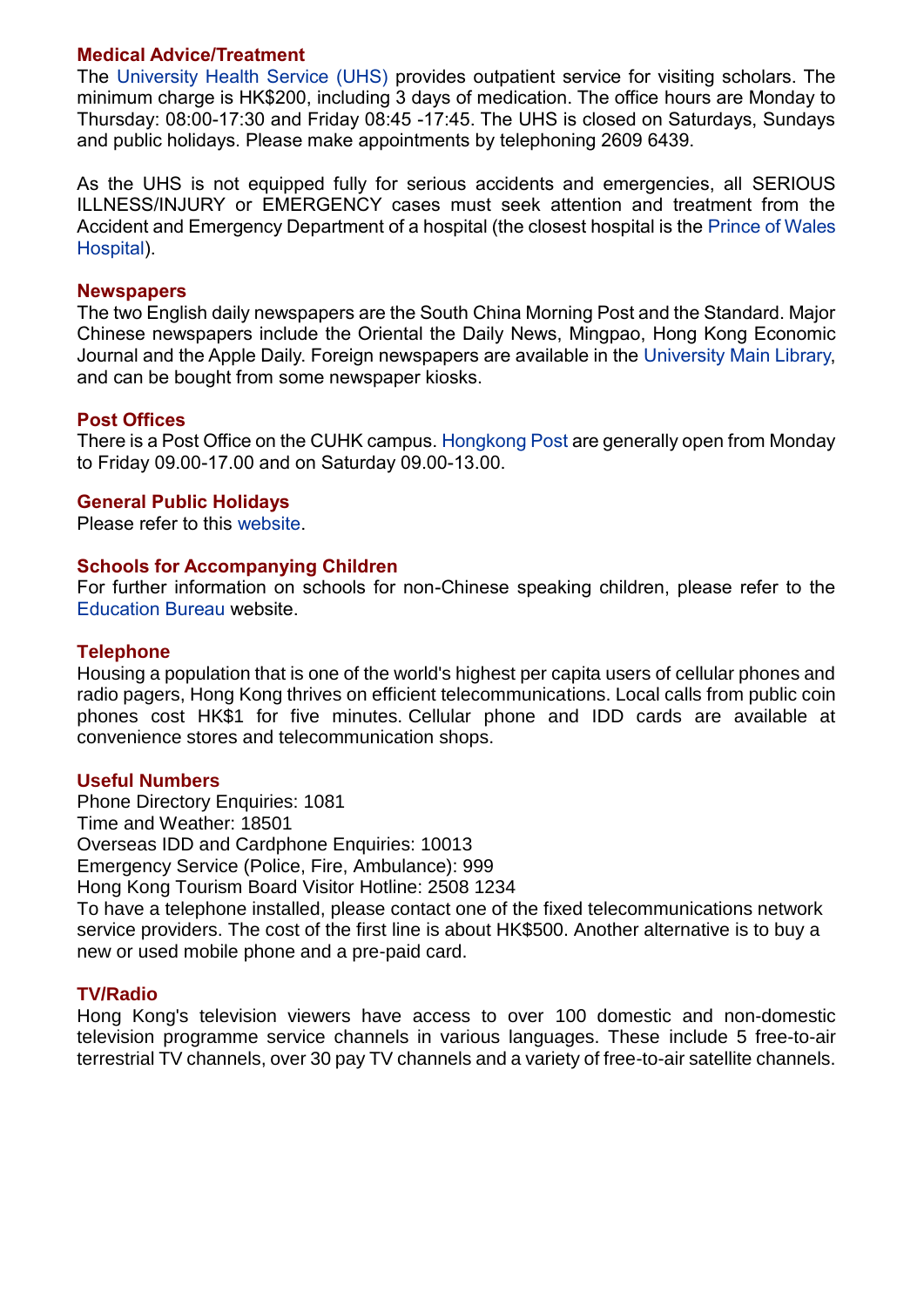### Medical Advice/Treatment

The University Health Service (UHS) provides outpatient service for visiting scholars. The minimum charge is HK$200, including 3 days of medication. The office hours are Monday to Thursday: 08:00-17:30 and Friday 08:45 -17:45. The UHS is closed on Saturdays, Sundays and public holidays. Please make appointments by telephoning 2609 6439.

As the UHS is not equipped fully for serious accidents and emergencies, all SERIOUS ILLNESS/INJURY or EMERGENCY cases must seek attention and treatment from the Accident and Emergency Department of a hospital (the closest hospital is the Prince of Wales Hospital).

### Newspapers

The two English daily newspapers are the South China Morning Post and the Standard. Major Chinese newspapers include the Oriental the Daily News, Mingpao, Hong Kong Economic Journal and the Apple Daily. Foreign newspapers are available in the University Main Library, and can be bought from some newspaper kiosks.

### Post Offices

There is a Post Office on the CUHK campus. Hongkong Post are generally open from Monday to Friday 09.00-17.00 and on Saturday 09.00-13.00.

### General Public Holidays

Please refer to this website.

### Schools for Accompanying Children

For further information on schools for non-Chinese speaking children, please refer to the Education Bureau website.

### Telephone

Housing a population that is one of the world's highest per capita users of cellular phones and radio pagers, Hong Kong thrives on efficient telecommunications. Local calls from public coin phones cost HK$1 for five minutes. Cellular phone and IDD cards are available at convenience stores and telecommunication shops.

### Useful Numbers

Phone Directory Enquiries: 1081
Time and Weather: 18501
Overseas IDD and Cardphone Enquiries: 10013
Emergency Service (Police, Fire, Ambulance): 999
Hong Kong Tourism Board Visitor Hotline: 2508 1234
To have a telephone installed, please contact one of the fixed telecommunications network service providers. The cost of the first line is about HK$500. Another alternative is to buy a new or used mobile phone and a pre-paid card.

### TV/Radio

Hong Kong's television viewers have access to over 100 domestic and non-domestic television programme service channels in various languages. These include 5 free-to-air terrestrial TV channels, over 30 pay TV channels and a variety of free-to-air satellite channels.